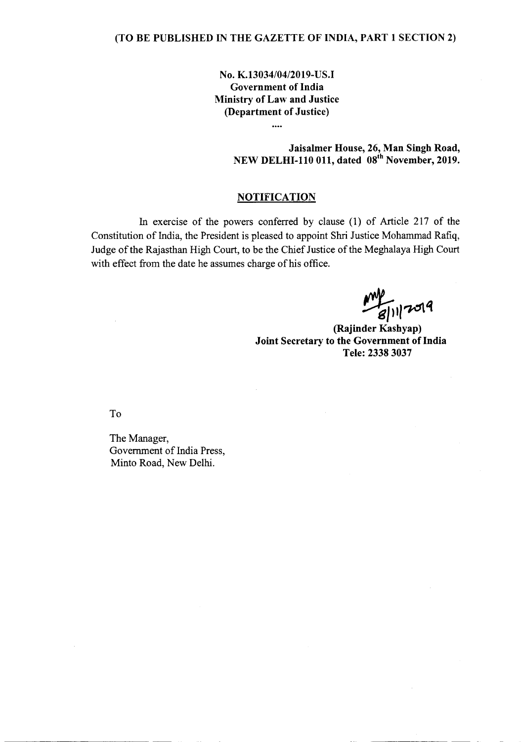**(TO BE PUBLISHED IN THE GAZETTE OF INDIA, PART 1 SECTION 2)**

**No. K.13034/04/2019-US.I**
**Government of India**
**Ministry of Law and Justice**
**(Department of Justice)**

....

**Jaisalmer House, 26, Man Singh Road,**
**NEW DELHI-110 011, dated 08th November, 2019.**

## NOTIFICATION

In exercise of the powers conferred by clause (1) of Article 217 of the Constitution of India, the President is pleased to appoint Shri Justice Mohammad Rafiq, Judge of the Rajasthan High Court, to be the Chief Justice of the Meghalaya High Court with effect from the date he assumes charge of his office.

8/11/2019

**(Rajinder Kashyap)**
**Joint Secretary to the Government of India**
**Tele: 2338 3037**

To

The Manager,
Government of India Press,
Minto Road, New Delhi.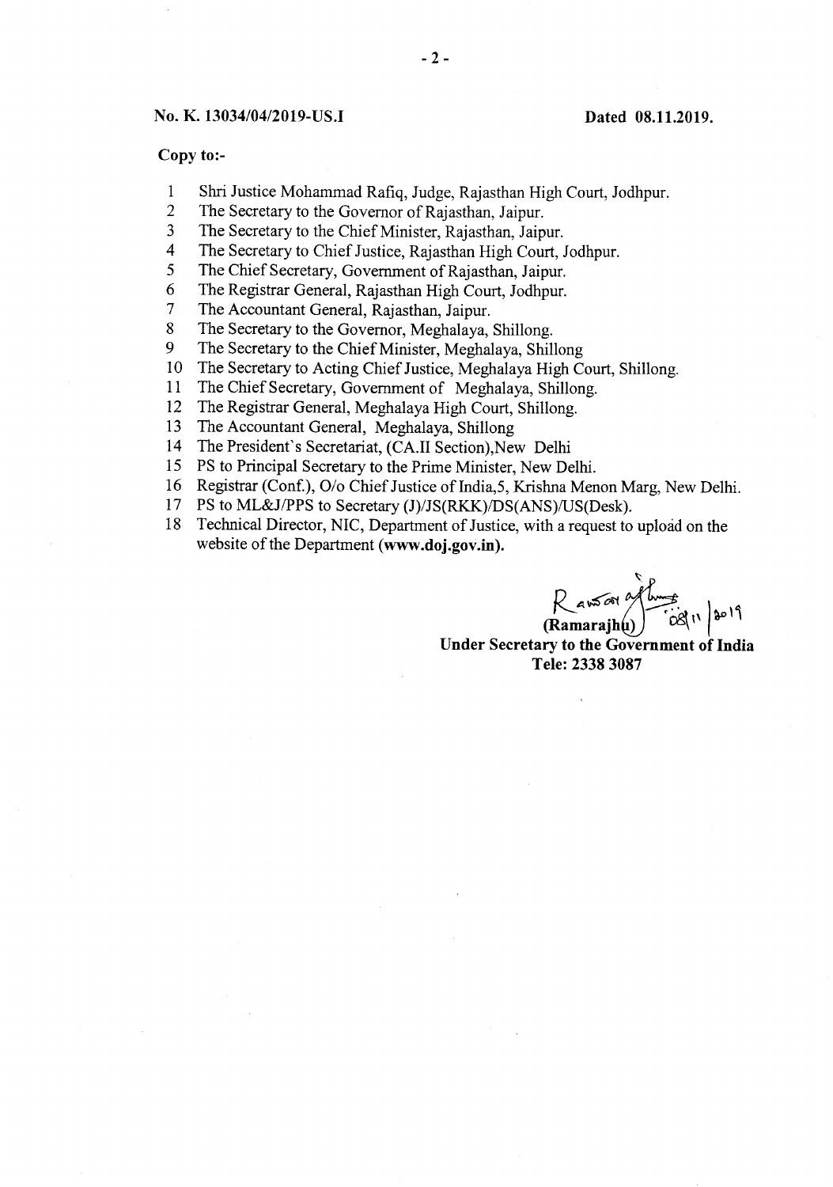**No. K. 13034/04/2019-US.I** **Dated 08.11.2019.**

**Copy to:-**

1. Shri Justice Mohammad Rafiq, Judge, Rajasthan High Court, Jodhpur.
2. The Secretary to the Governor of Rajasthan, Jaipur.
3. The Secretary to the Chief Minister, Rajasthan, Jaipur.
4. The Secretary to Chief Justice, Rajasthan High Court, Jodhpur.
5. The Chief Secretary, Government of Rajasthan, Jaipur.
6. The Registrar General, Rajasthan High Court, Jodhpur.
7. The Accountant General, Rajasthan, Jaipur.
8. The Secretary to the Governor, Meghalaya, Shillong.
9. The Secretary to the Chief Minister, Meghalaya, Shillong
10. The Secretary to Acting Chief Justice, Meghalaya High Court, Shillong.
11. The Chief Secretary, Government of Meghalaya, Shillong.
12. The Registrar General, Meghalaya High Court, Shillong.
13. The Accountant General, Meghalaya, Shillong
14. The President's Secretariat, (CA.II Section),New Delhi
15. PS to Principal Secretary to the Prime Minister, New Delhi.
16. Registrar (Conf.), O/o Chief Justice of India,5, Krishna Menon Marg, New Delhi.
17. PS to ML&J/PPS to Secretary (J)/JS(RKK)/DS(ANS)/US(Desk).
18. Technical Director, NIC, Department of Justice, with a request to upload on the website of the Department (**www.doj.gov.in**).

08/11/2019

**(Ramarajhu)**
**Under Secretary to the Government of India**
**Tele: 2338 3087**